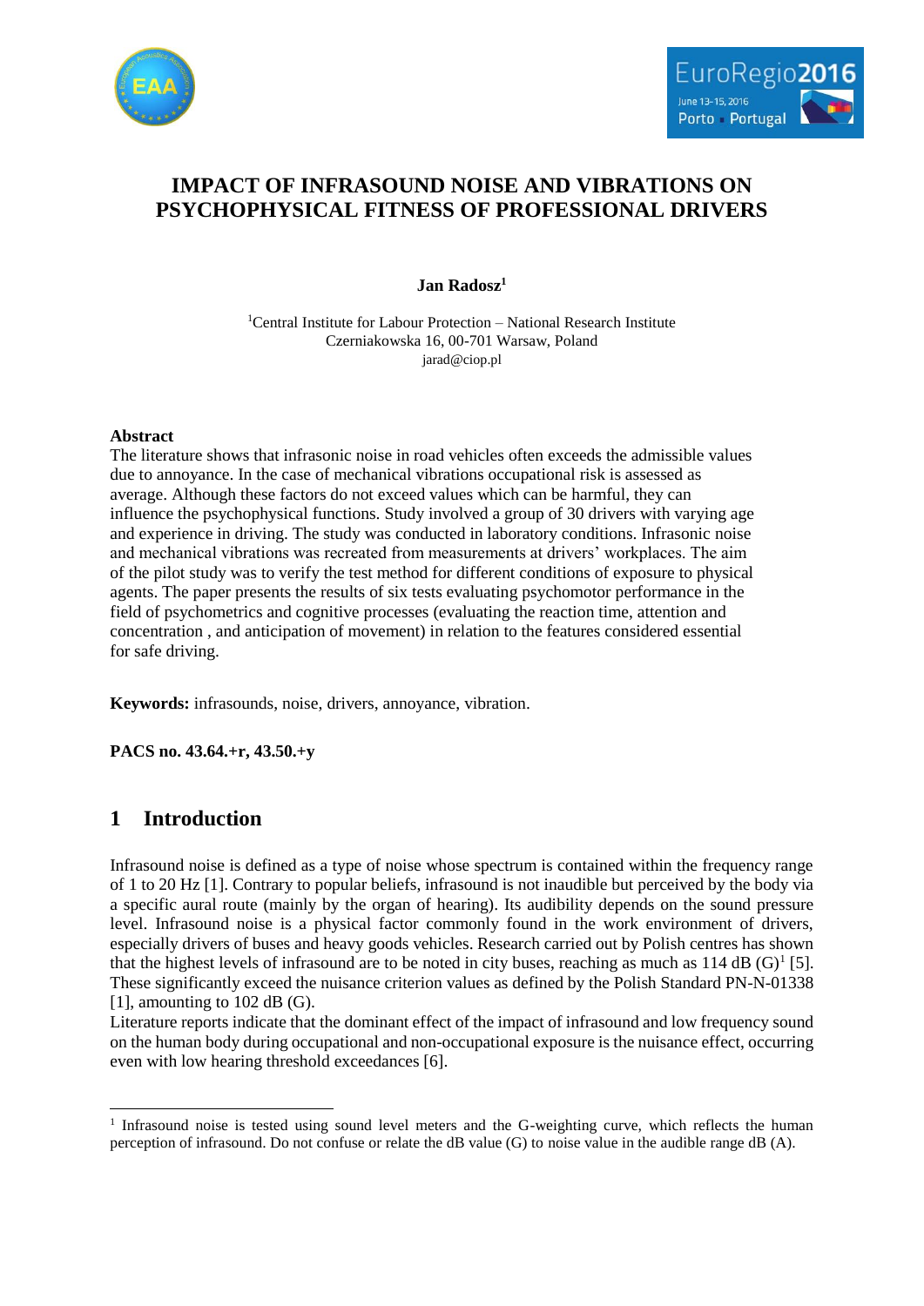# IMPACT OF INFRASOUND NOISE AND VIBRATIONS ON PSYCHOPHYSICAL FITNESS OF PROFESSIONAL DRIVERS

**Jan Radosz**[1]

[1]Central Institute for Labour Protection – National Research Institute
Czerniakowska 16, 00-701 Warsaw, Poland
jarad@ciop.pl

## Abstract

The literature shows that infrasonic noise in road vehicles often exceeds the admissible values due to annoyance. In the case of mechanical vibrations occupational risk is assessed as average. Although these factors do not exceed values which can be harmful, they can influence the psychophysical functions. Study involved a group of 30 drivers with varying age and experience in driving. The study was conducted in laboratory conditions. Infrasonic noise and mechanical vibrations was recreated from measurements at drivers' workplaces. The aim of the pilot study was to verify the test method for different conditions of exposure to physical agents. The paper presents the results of six tests evaluating psychomotor performance in the field of psychometrics and cognitive processes (evaluating the reaction time, attention and concentration , and anticipation of movement) in relation to the features considered essential for safe driving.

**Keywords:** infrasounds, noise, drivers, annoyance, vibration.

**PACS no. 43.64.+r, 43.50.+y**

## 1 Introduction

Infrasound noise is defined as a type of noise whose spectrum is contained within the frequency range of 1 to 20 Hz [1]. Contrary to popular beliefs, infrasound is not inaudible but perceived by the body via a specific aural route (mainly by the organ of hearing). Its audibility depends on the sound pressure level. Infrasound noise is a physical factor commonly found in the work environment of drivers, especially drivers of buses and heavy goods vehicles. Research carried out by Polish centres has shown that the highest levels of infrasound are to be noted in city buses, reaching as much as 114 dB (G)[1] [5]. These significantly exceed the nuisance criterion values as defined by the Polish Standard PN-N-01338 [1], amounting to 102 dB (G).

Literature reports indicate that the dominant effect of the impact of infrasound and low frequency sound on the human body during occupational and non-occupational exposure is the nuisance effect, occurring even with low hearing threshold exceedances [6].

---

[1] Infrasound noise is tested using sound level meters and the G-weighting curve, which reflects the human perception of infrasound. Do not confuse or relate the dB value (G) to noise value in the audible range dB (A).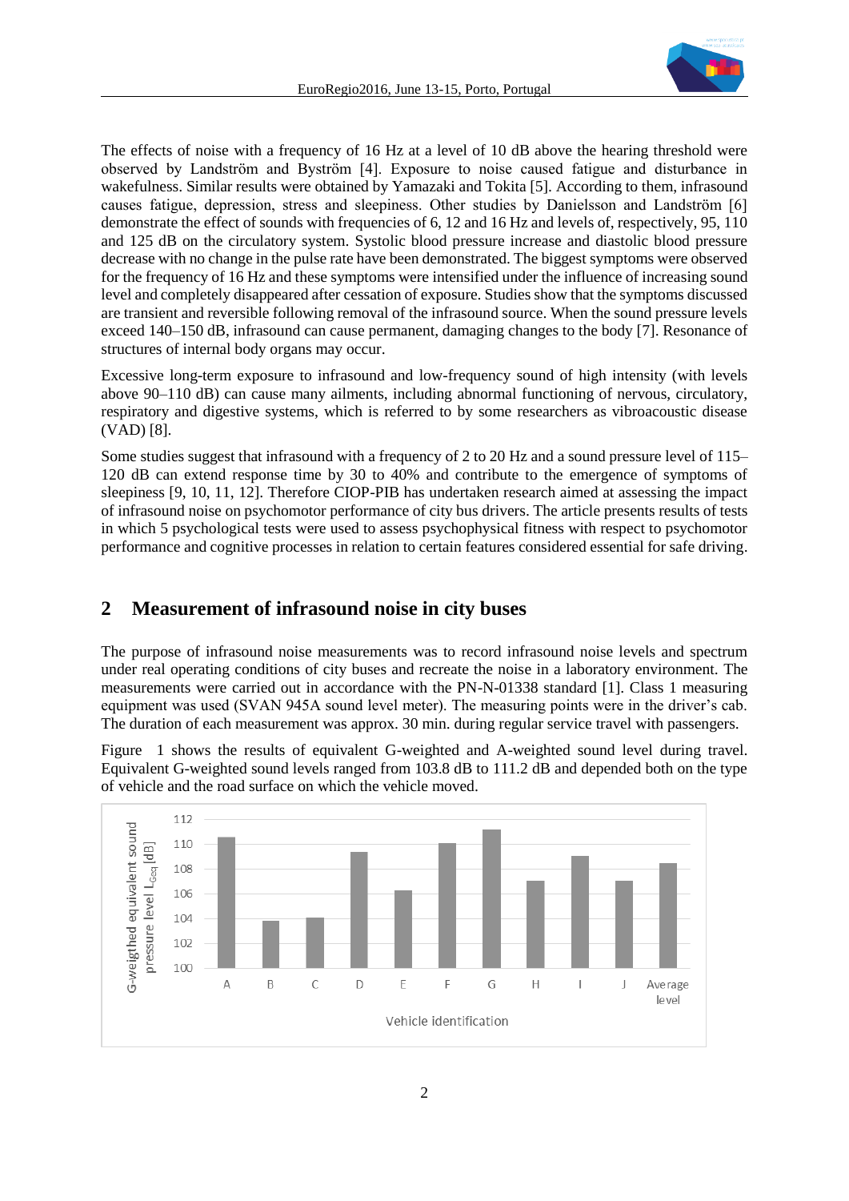The effects of noise with a frequency of 16 Hz at a level of 10 dB above the hearing threshold were observed by Landström and Byström [4]. Exposure to noise caused fatigue and disturbance in wakefulness. Similar results were obtained by Yamazaki and Tokita [5]. According to them, infrasound causes fatigue, depression, stress and sleepiness. Other studies by Danielsson and Landström [6] demonstrate the effect of sounds with frequencies of 6, 12 and 16 Hz and levels of, respectively, 95, 110 and 125 dB on the circulatory system. Systolic blood pressure increase and diastolic blood pressure decrease with no change in the pulse rate have been demonstrated. The biggest symptoms were observed for the frequency of 16 Hz and these symptoms were intensified under the influence of increasing sound level and completely disappeared after cessation of exposure. Studies show that the symptoms discussed are transient and reversible following removal of the infrasound source. When the sound pressure levels exceed 140–150 dB, infrasound can cause permanent, damaging changes to the body [7]. Resonance of structures of internal body organs may occur.

Excessive long-term exposure to infrasound and low-frequency sound of high intensity (with levels above 90–110 dB) can cause many ailments, including abnormal functioning of nervous, circulatory, respiratory and digestive systems, which is referred to by some researchers as vibroacoustic disease (VAD) [8].

Some studies suggest that infrasound with a frequency of 2 to 20 Hz and a sound pressure level of 115–120 dB can extend response time by 30 to 40% and contribute to the emergence of symptoms of sleepiness [9, 10, 11, 12]. Therefore CIOP-PIB has undertaken research aimed at assessing the impact of infrasound noise on psychomotor performance of city bus drivers. The article presents results of tests in which 5 psychological tests were used to assess psychophysical fitness with respect to psychomotor performance and cognitive processes in relation to certain features considered essential for safe driving.

## 2 Measurement of infrasound noise in city buses

The purpose of infrasound noise measurements was to record infrasound noise levels and spectrum under real operating conditions of city buses and recreate the noise in a laboratory environment. The measurements were carried out in accordance with the PN-N-01338 standard [1]. Class 1 measuring equipment was used (SVAN 945A sound level meter). The measuring points were in the driver's cab. The duration of each measurement was approx. 30 min. during regular service travel with passengers.

Figure 1 shows the results of equivalent G-weighted and A-weighted sound level during travel. Equivalent G-weighted sound levels ranged from 103.8 dB to 111.2 dB and depended both on the type of vehicle and the road surface on which the vehicle moved.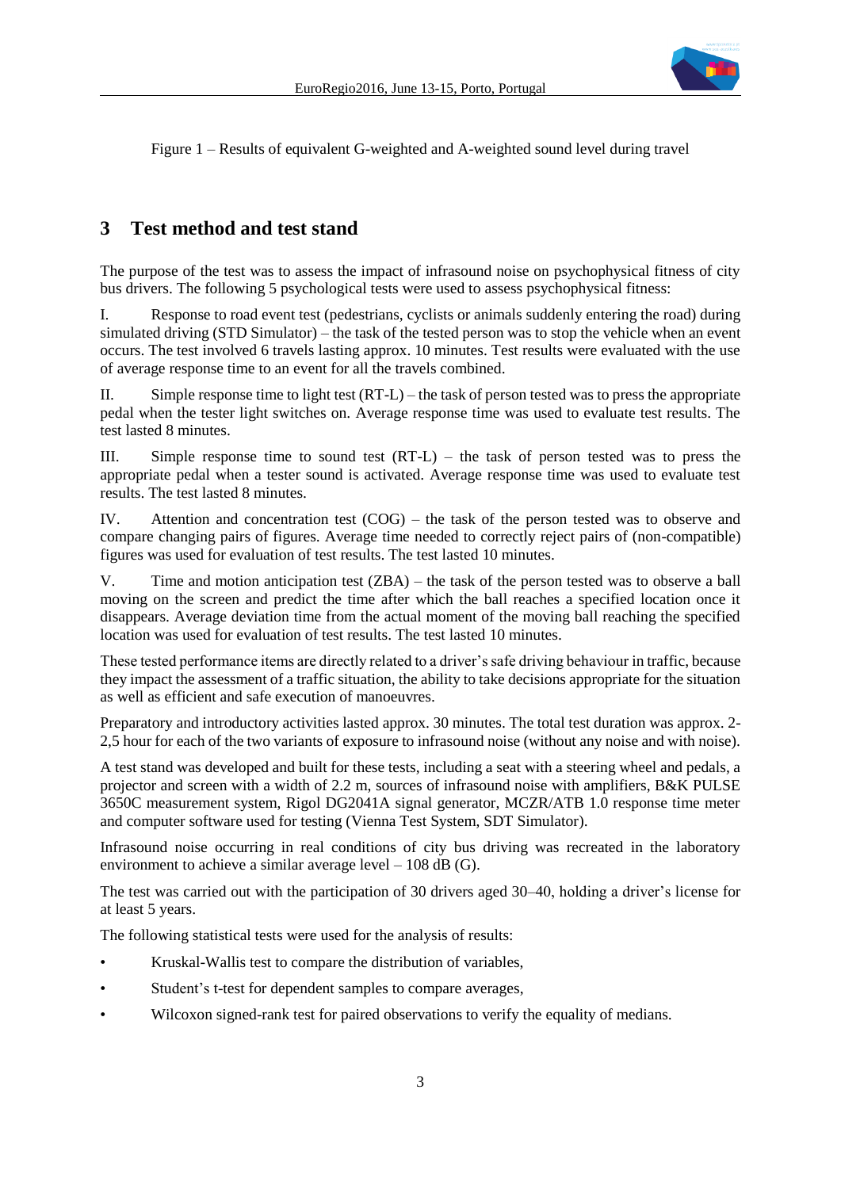Figure 1 – Results of equivalent G-weighted and A-weighted sound level during travel

## 3 Test method and test stand

The purpose of the test was to assess the impact of infrasound noise on psychophysical fitness of city bus drivers. The following 5 psychological tests were used to assess psychophysical fitness:

I. Response to road event test (pedestrians, cyclists or animals suddenly entering the road) during simulated driving (STD Simulator) – the task of the tested person was to stop the vehicle when an event occurs. The test involved 6 travels lasting approx. 10 minutes. Test results were evaluated with the use of average response time to an event for all the travels combined.

II. Simple response time to light test (RT-L) – the task of person tested was to press the appropriate pedal when the tester light switches on. Average response time was used to evaluate test results. The test lasted 8 minutes.

III. Simple response time to sound test (RT-L) – the task of person tested was to press the appropriate pedal when a tester sound is activated. Average response time was used to evaluate test results. The test lasted 8 minutes.

IV. Attention and concentration test (COG) – the task of the person tested was to observe and compare changing pairs of figures. Average time needed to correctly reject pairs of (non-compatible) figures was used for evaluation of test results. The test lasted 10 minutes.

V. Time and motion anticipation test (ZBA) – the task of the person tested was to observe a ball moving on the screen and predict the time after which the ball reaches a specified location once it disappears. Average deviation time from the actual moment of the moving ball reaching the specified location was used for evaluation of test results. The test lasted 10 minutes.

These tested performance items are directly related to a driver's safe driving behaviour in traffic, because they impact the assessment of a traffic situation, the ability to take decisions appropriate for the situation as well as efficient and safe execution of manoeuvres.

Preparatory and introductory activities lasted approx. 30 minutes. The total test duration was approx. 2-2,5 hour for each of the two variants of exposure to infrasound noise (without any noise and with noise).

A test stand was developed and built for these tests, including a seat with a steering wheel and pedals, a projector and screen with a width of 2.2 m, sources of infrasound noise with amplifiers, B&K PULSE 3650C measurement system, Rigol DG2041A signal generator, MCZR/ATB 1.0 response time meter and computer software used for testing (Vienna Test System, SDT Simulator).

Infrasound noise occurring in real conditions of city bus driving was recreated in the laboratory environment to achieve a similar average level – 108 dB (G).

The test was carried out with the participation of 30 drivers aged 30–40, holding a driver's license for at least 5 years.

The following statistical tests were used for the analysis of results:

- Kruskal-Wallis test to compare the distribution of variables,
- Student's t-test for dependent samples to compare averages,
- Wilcoxon signed-rank test for paired observations to verify the equality of medians.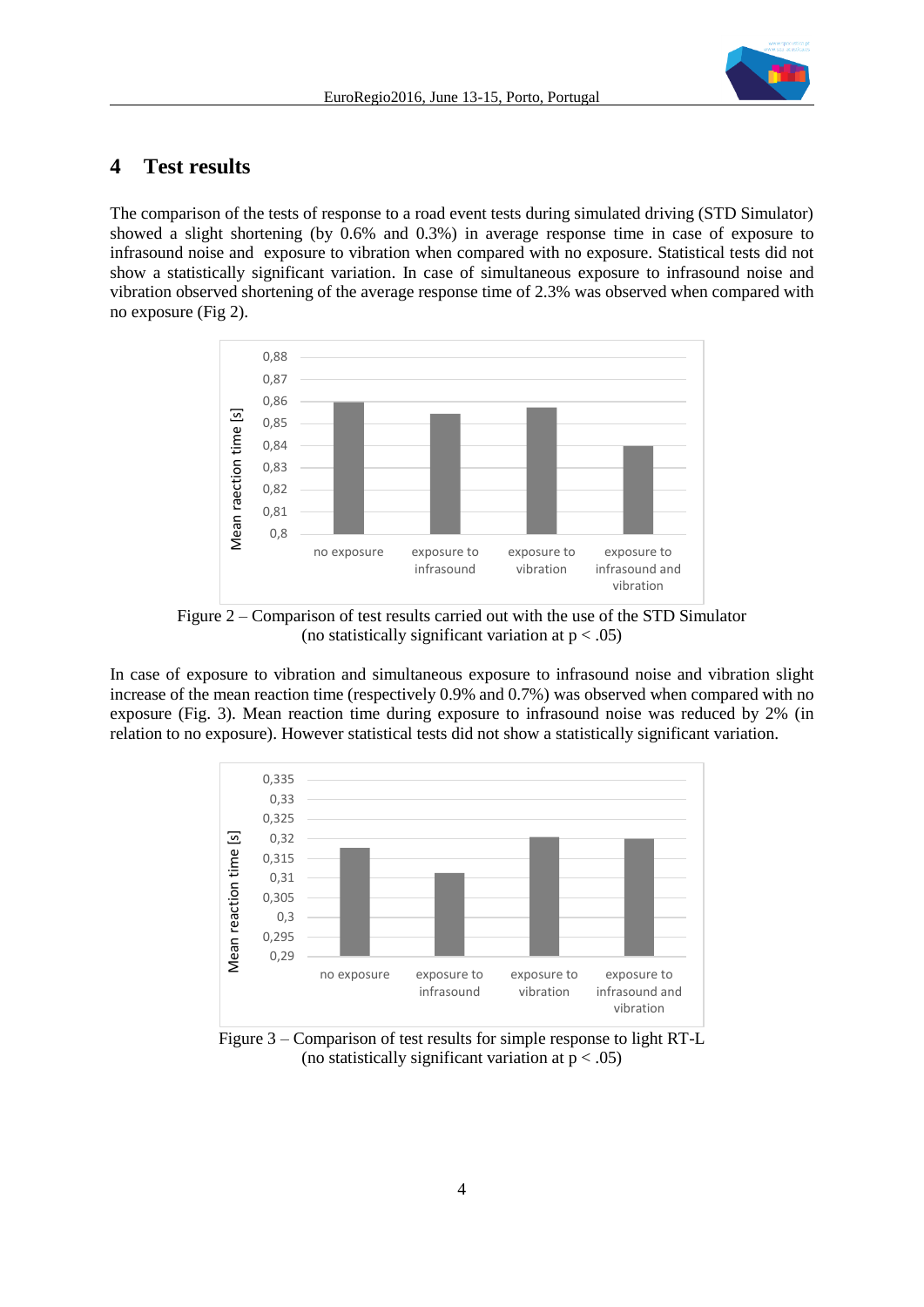## 4 Test results

The comparison of the tests of response to a road event tests during simulated driving (STD Simulator) showed a slight shortening (by 0.6% and 0.3%) in average response time in case of exposure to infrasound noise and exposure to vibration when compared with no exposure. Statistical tests did not show a statistically significant variation. In case of simultaneous exposure to infrasound noise and vibration observed shortening of the average response time of 2.3% was observed when compared with no exposure (Fig 2).

Figure 2 – Comparison of test results carried out with the use of the STD Simulator (no statistically significant variation at $p < .05$)

In case of exposure to vibration and simultaneous exposure to infrasound noise and vibration slight increase of the mean reaction time (respectively 0.9% and 0.7%) was observed when compared with no exposure (Fig. 3). Mean reaction time during exposure to infrasound noise was reduced by 2% (in relation to no exposure). However statistical tests did not show a statistically significant variation.

Figure 3 – Comparison of test results for simple response to light RT-L (no statistically significant variation at $p < .05$)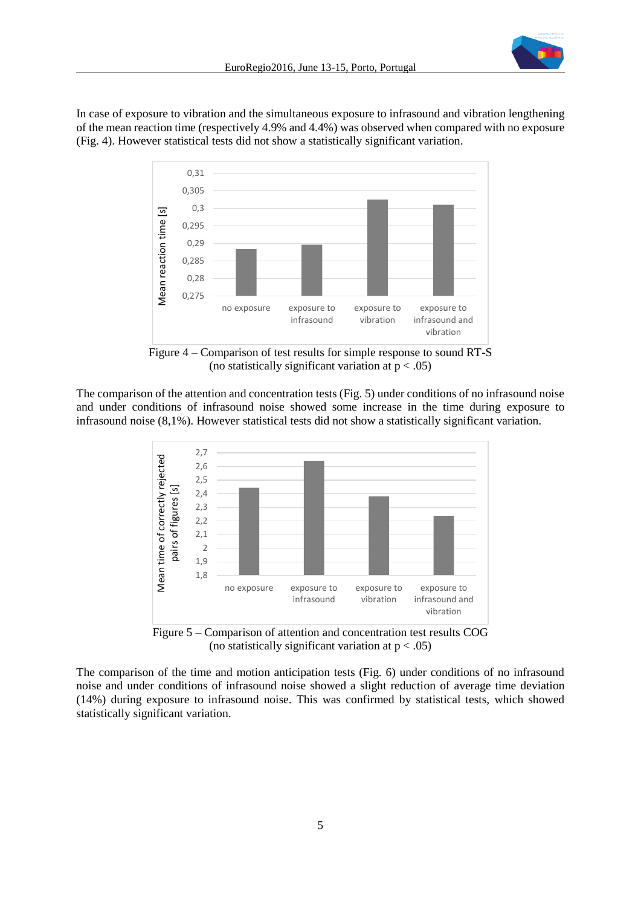In case of exposure to vibration and the simultaneous exposure to infrasound and vibration lengthening of the mean reaction time (respectively 4.9% and 4.4%) was observed when compared with no exposure (Fig. 4). However statistical tests did not show a statistically significant variation.

Figure 4 – Comparison of test results for simple response to sound RT-S (no statistically significant variation at $p < .05$)

The comparison of the attention and concentration tests (Fig. 5) under conditions of no infrasound noise and under conditions of infrasound noise showed some increase in the time during exposure to infrasound noise (8,1%). However statistical tests did not show a statistically significant variation.

Figure 5 – Comparison of attention and concentration test results COG (no statistically significant variation at $p < .05$)

The comparison of the time and motion anticipation tests (Fig. 6) under conditions of no infrasound noise and under conditions of infrasound noise showed a slight reduction of average time deviation (14%) during exposure to infrasound noise. This was confirmed by statistical tests, which showed statistically significant variation.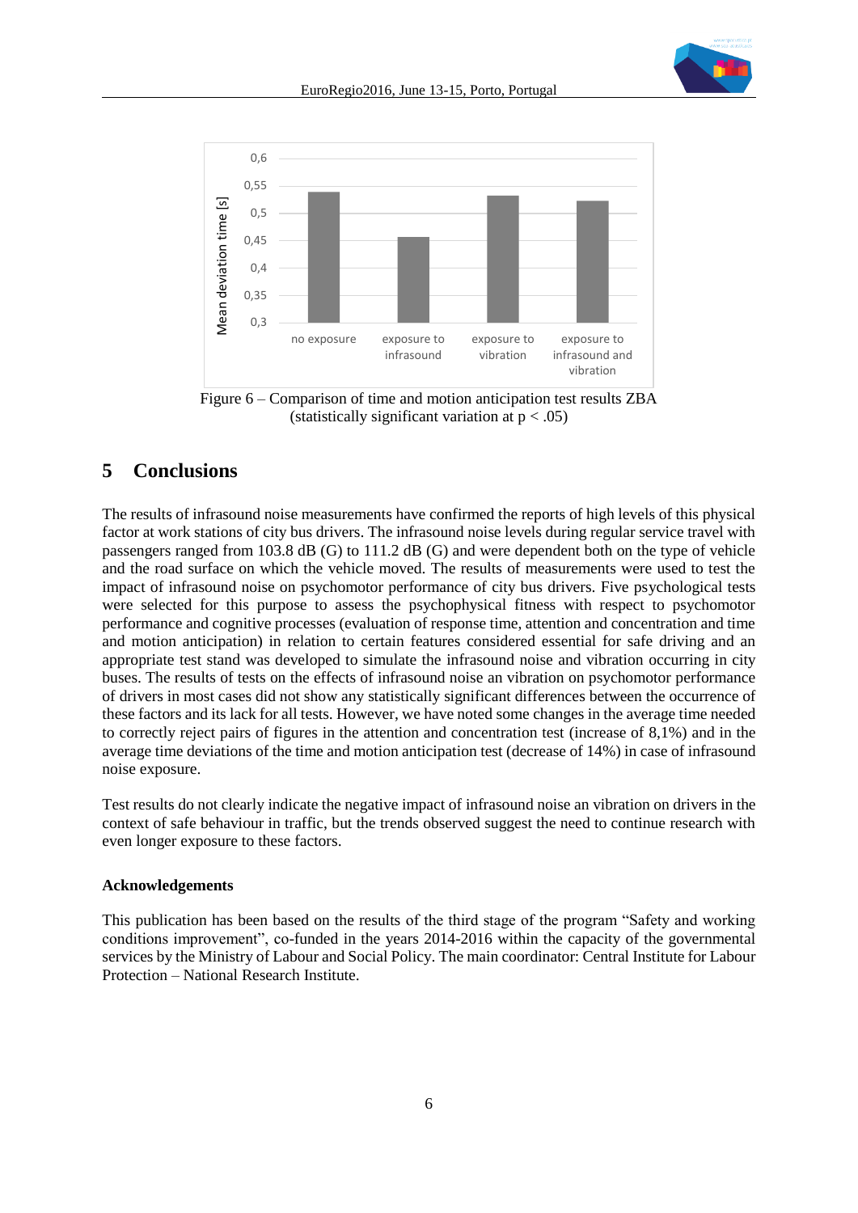Figure 6 – Comparison of time and motion anticipation test results ZBA (statistically significant variation at $p < .05$)

## 5 Conclusions

The results of infrasound noise measurements have confirmed the reports of high levels of this physical factor at work stations of city bus drivers. The infrasound noise levels during regular service travel with passengers ranged from 103.8 dB (G) to 111.2 dB (G) and were dependent both on the type of vehicle and the road surface on which the vehicle moved. The results of measurements were used to test the impact of infrasound noise on psychomotor performance of city bus drivers. Five psychological tests were selected for this purpose to assess the psychophysical fitness with respect to psychomotor performance and cognitive processes (evaluation of response time, attention and concentration and time and motion anticipation) in relation to certain features considered essential for safe driving and an appropriate test stand was developed to simulate the infrasound noise and vibration occurring in city buses. The results of tests on the effects of infrasound noise an vibration on psychomotor performance of drivers in most cases did not show any statistically significant differences between the occurrence of these factors and its lack for all tests. However, we have noted some changes in the average time needed to correctly reject pairs of figures in the attention and concentration test (increase of 8,1%) and in the average time deviations of the time and motion anticipation test (decrease of 14%) in case of infrasound noise exposure.

Test results do not clearly indicate the negative impact of infrasound noise an vibration on drivers in the context of safe behaviour in traffic, but the trends observed suggest the need to continue research with even longer exposure to these factors.

### Acknowledgements

This publication has been based on the results of the third stage of the program "Safety and working conditions improvement", co-funded in the years 2014-2016 within the capacity of the governmental services by the Ministry of Labour and Social Policy. The main coordinator: Central Institute for Labour Protection – National Research Institute.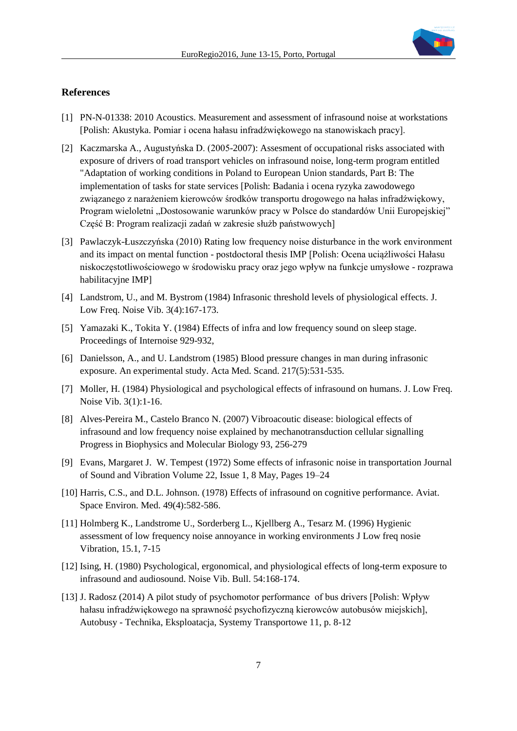## References

[1] PN-N-01338: 2010 Acoustics. Measurement and assessment of infrasound noise at workstations [Polish: Akustyka. Pomiar i ocena hałasu infradźwiękowego na stanowiskach pracy].

[2] Kaczmarska A., Augustyńska D. (2005-2007): Assesment of occupational risks associated with exposure of drivers of road transport vehicles on infrasound noise, long-term program entitled "Adaptation of working conditions in Poland to European Union standards, Part B: The implementation of tasks for state services [Polish: Badania i ocena ryzyka zawodowego związanego z narażeniem kierowców środków transportu drogowego na hałas infradźwiękowy, Program wieloletni „Dostosowanie warunków pracy w Polsce do standardów Unii Europejskiej" Część B: Program realizacji zadań w zakresie służb państwowych]

[3] Pawlaczyk-Łuszczyńska (2010) Rating low frequency noise disturbance in the work environment and its impact on mental function - postdoctoral thesis IMP [Polish: Ocena uciążliwości Hałasu niskoczęstotliwościowego w środowisku pracy oraz jego wpływ na funkcje umysłowe - rozprawa habilitacyjne IMP]

[4] Landstrom, U., and M. Bystrom (1984) Infrasonic threshold levels of physiological effects. J. Low Freq. Noise Vib. 3(4):167-173.

[5] Yamazaki K., Tokita Y. (1984) Effects of infra and low frequency sound on sleep stage. Proceedings of Internoise 929-932,

[6] Danielsson, A., and U. Landstrom (1985) Blood pressure changes in man during infrasonic exposure. An experimental study. Acta Med. Scand. 217(5):531-535.

[7] Moller, H. (1984) Physiological and psychological effects of infrasound on humans. J. Low Freq. Noise Vib. 3(1):1-16.

[8] Alves-Pereira M., Castelo Branco N. (2007) Vibroacoutic disease: biological effects of infrasound and low frequency noise explained by mechanotransduction cellular signalling Progress in Biophysics and Molecular Biology 93, 256-279

[9] Evans, Margaret J. W. Tempest (1972) Some effects of infrasonic noise in transportation Journal of Sound and Vibration Volume 22, Issue 1, 8 May, Pages 19–24

[10] Harris, C.S., and D.L. Johnson. (1978) Effects of infrasound on cognitive performance. Aviat. Space Environ. Med. 49(4):582-586.

[11] Holmberg K., Landstrome U., Sorderberg L., Kjellberg A., Tesarz M. (1996) Hygienic assessment of low frequency noise annoyance in working environments J Low freq nosie Vibration, 15.1, 7-15

[12] Ising, H. (1980) Psychological, ergonomical, and physiological effects of long-term exposure to infrasound and audiosound. Noise Vib. Bull. 54:168-174.

[13] J. Radosz (2014) A pilot study of psychomotor performance of bus drivers [Polish: Wpływ hałasu infradźwiękowego na sprawność psychofizyczną kierowców autobusów miejskich], Autobusy - Technika, Eksploatacja, Systemy Transportowe 11, p. 8-12